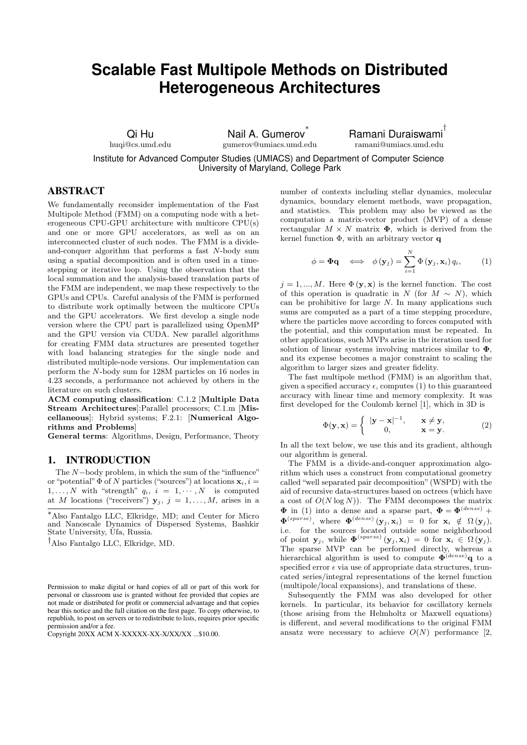# Scalable Fast Multipole Methods on Distributed Heterogeneous Architectures

Qi Hu
huqi@cs.umd.edu

Nail A. Gumerov [*]
gumerov@umiacs.umd.edu

Ramani Duraiswami [†]
ramani@umiacs.umd.edu

Institute for Advanced Computer Studies (UMIACS) and Department of Computer Science
University of Maryland, College Park

## ABSTRACT

We fundamentally reconsider implementation of the Fast Multipole Method (FMM) on a computing node with a heterogeneous CPU-GPU architecture with multicore CPU(s) and one or more GPU accelerators, as well as on an interconnected cluster of such nodes. The FMM is a divide-and-conquer algorithm that performs a fast $N$-body sum using a spatial decomposition and is often used in a time-stepping or iterative loop. Using the observation that the local summation and the analysis-based translation parts of the FMM are independent, we map these respectively to the GPUs and CPUs. Careful analysis of the FMM is performed to distribute work optimally between the multicore CPUs and the GPU accelerators. We first develop a single node version where the CPU part is parallelized using OpenMP and the GPU version via CUDA. New parallel algorithms for creating FMM data structures are presented together with load balancing strategies for the single node and distributed multiple-node versions. Our implementation can perform the $N$-body sum for 128M particles on 16 nodes in 4.23 seconds, a performance not achieved by others in the literature on such clusters.

**ACM computing classification**: C.1.2 [**Multiple Data Stream Architectures**]:Parallel processors; C.1.m [**Miscellaneous**]: Hybrid systems; F.2.1: [**Numerical Algorithms and Problems**]

**General terms**: Algorithms, Design, Performance, Theory

## 1. INTRODUCTION

The $N-$body problem, in which the sum of the "influence" or "potential" $\Phi$ of $N$ particles ("sources") at locations $\mathbf{x}_i, i = 1, \ldots, N$ with "strength" $q_i$, $i = 1, \cdots, N$ is computed at $M$ locations ("receivers") $\mathbf{y}_j$, $j = 1, \ldots, M$, arises in a number of contexts including stellar dynamics, molecular dynamics, boundary element methods, wave propagation, and statistics. This problem may also be viewed as the computation a matrix-vector product (MVP) of a dense rectangular $M \times N$ matrix $\mathbf{\Phi}$, which is derived from the kernel function $\Phi$, with an arbitrary vector $\mathbf{q}$

$$\phi = \mathbf{\Phi q} \iff \phi(\mathbf{y}_j) = \sum_{i=1}^{N} \Phi(\mathbf{y}_j, \mathbf{x}_i)\, q_i, \qquad (1)$$

$j = 1, ..., M$. Here $\Phi(\mathbf{y}, \mathbf{x})$ is the kernel function. The cost of this operation is quadratic in $N$ (for $M \sim N$), which can be prohibitive for large $N$. In many applications such sums are computed as a part of a time stepping procedure, where the particles move according to forces computed with the potential, and this computation must be repeated. In other applications, such MVPs arise in the iteration used for solution of linear systems involving matrices similar to $\mathbf{\Phi}$, and its expense becomes a major constraint to scaling the algorithm to larger sizes and greater fidelity.

The fast multipole method (FMM) is an algorithm that, given a specified accuracy $\epsilon$, computes (1) to this guaranteed accuracy with linear time and memory complexity. It was first developed for the Coulomb kernel [1], which in 3D is

$$\Phi(\mathbf{y}, \mathbf{x}) = \begin{cases} |\mathbf{y} - \mathbf{x}|^{-1}, & \mathbf{x} \neq \mathbf{y}, \\ 0, & \mathbf{x} = \mathbf{y}. \end{cases} \qquad (2)$$

In all the text below, we use this and its gradient, although our algorithm is general.

The FMM is a divide-and-conquer approximation algorithm which uses a construct from computational geometry called "well separated pair decomposition" (WSPD) with the aid of recursive data-structures based on octrees (which have a cost of $O(N \log N)$). The FMM decomposes the matrix $\mathbf{\Phi}$ in (1) into a dense and a sparse part, $\mathbf{\Phi} = \mathbf{\Phi}^{(dense)} + \mathbf{\Phi}^{(sparse)}$, where $\mathbf{\Phi}^{(dense)}(\mathbf{y}_j, \mathbf{x}_i) = 0$ for $\mathbf{x}_i \notin \Omega(\mathbf{y}_j)$, i.e. for the sources located outside some neighborhood of point $\mathbf{y}_j$, while $\mathbf{\Phi}^{(sparse)}(\mathbf{y}_j, \mathbf{x}_i) = 0$ for $\mathbf{x}_i \in \Omega(\mathbf{y}_j)$. The sparse MVP can be performed directly, whereas a hierarchical algorithm is used to compute $\mathbf{\Phi}^{(dense)}\mathbf{q}$ to a specified error $\epsilon$ via use of appropriate data structures, truncated series/integral representations of the kernel function (multipole/local expansions), and translations of these.

Subsequently the FMM was also developed for other kernels. In particular, its behavior for oscillatory kernels (those arising from the Helmholtz or Maxwell equations) is different, and several modifications to the original FMM ansatz were necessary to achieve $O(N)$ performance [2,

---

[*] Also Fantalgo LLC, Elkridge, MD; and Center for Micro and Nanoscale Dynamics of Dispersed Systems, Bashkir State University, Ufa, Russia.

[†] Also Fantalgo LLC, Elkridge, MD.

Permission to make digital or hard copies of all or part of this work for personal or classroom use is granted without fee provided that copies are not made or distributed for profit or commercial advantage and that copies bear this notice and the full citation on the first page. To copy otherwise, to republish, to post on servers or to redistribute to lists, requires prior specific permission and/or a fee.
Copyright 20XX ACM X-XXXXX-XX-X/XX/XX ...$10.00.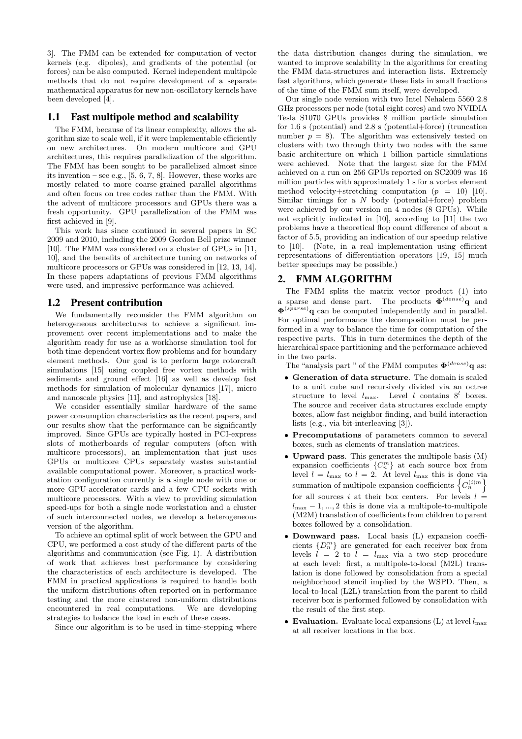3]. The FMM can be extended for computation of vector kernels (e.g. dipoles), and gradients of the potential (or forces) can be also computed. Kernel independent multipole methods that do not require development of a separate mathematical apparatus for new non-oscillatory kernels have been developed [4].

## 1.1 Fast multipole method and scalability

The FMM, because of its linear complexity, allows the algorithm size to scale well, if it were implementable efficiently on new architectures. On modern multicore and GPU architectures, this requires parallelization of the algorithm. The FMM has been sought to be parallelized almost since its invention – see e.g., [5, 6, 7, 8]. However, these works are mostly related to more coarse-grained parallel algorithms and often focus on tree codes rather than the FMM. With the advent of multicore processors and GPUs there was a fresh opportunity. GPU parallelization of the FMM was first achieved in [9].

This work has since continued in several papers in SC 2009 and 2010, including the 2009 Gordon Bell prize winner [10]. The FMM was considered on a cluster of GPUs in [11, 10], and the benefits of architecture tuning on networks of multicore processors or GPUs was considered in [12, 13, 14]. In these papers adaptations of previous FMM algorithms were used, and impressive performance was achieved.

## 1.2 Present contribution

We fundamentally reconsider the FMM algorithm on heterogeneous architectures to achieve a significant improvement over recent implementations and to make the algorithm ready for use as a workhorse simulation tool for both time-dependent vortex flow problems and for boundary element methods. Our goal is to perform large rotorcraft simulations [15] using coupled free vortex methods with sediments and ground effect [16] as well as develop fast methods for simulation of molecular dynamics [17], micro and nanoscale physics [11], and astrophysics [18].

We consider essentially similar hardware of the same power consumption characteristics as the recent papers, and our results show that the performance can be significantly improved. Since GPUs are typically hosted in PCI-express slots of motherboards of regular computers (often with multicore processors), an implementation that just uses GPUs or multicore CPUs separately wastes substantial available computational power. Moreover, a practical workstation configuration currently is a single node with one or more GPU-accelerator cards and a few CPU sockets with multicore processors. With a view to providing simulation speed-ups for both a single node workstation and a cluster of such interconnected nodes, we develop a heterogeneous version of the algorithm.

To achieve an optimal split of work between the GPU and CPU, we performed a cost study of the different parts of the algorithms and communication (see Fig. 1). A distribution of work that achieves best performance by considering the characteristics of each architecture is developed. The FMM in practical applications is required to handle both the uniform distributions often reported on in performance testing and the more clustered non-uniform distributions encountered in real computations. We are developing strategies to balance the load in each of these cases.

Since our algorithm is to be used in time-stepping where the data distribution changes during the simulation, we wanted to improve scalability in the algorithms for creating the FMM data-structures and interaction lists. Extremely fast algorithms, which generate these lists in small fractions of the time of the FMM sum itself, were developed.

Our single node version with two Intel Nehalem 5560 2.8 GHz processors per node (total eight cores) and two NVIDIA Tesla S1070 GPUs provides 8 million particle simulation for 1.6 s (potential) and 2.8 s (potential+force) (truncation number $p = 8$). The algorithm was extensively tested on clusters with two through thirty two nodes with the same basic architecture on which 1 billion particle simulations were achieved. Note that the largest size for the FMM achieved on a run on 256 GPUs reported on SC2009 was 16 million particles with approximately 1 s for a vortex element method velocity+stretching computation ($p = 10$) [10]. Similar timings for a $N$ body (potential+force) problem were achieved by our version on 4 nodes (8 GPUs). While not explicitly indicated in [10], according to [11] the two problems have a theoretical flop count difference of about a factor of 5.5, providing an indication of our speedup relative to [10]. (Note, in a real implementation using efficient representations of differentiation operators [19, 15] much better speedups may be possible.)

# 2. FMM ALGORITHM

The FMM splits the matrix vector product (1) into a sparse and dense part. The products $\mathbf{\Phi}^{(dense)}\mathbf{q}$ and $\mathbf{\Phi}^{(sparse)}\mathbf{q}$ can be computed independently and in parallel. For optimal performance the decomposition must be performed in a way to balance the time for computation of the respective parts. This in turn determines the depth of the hierarchical space partitioning and the performance achieved in the two parts.

The "analysis part " of the FMM computes $\mathbf{\Phi}^{(dense)}\mathbf{q}$ as:

- **Generation of data structure**. The domain is scaled to a unit cube and recursively divided via an octree structure to level $l_{\max}$. Level $l$ contains $8^l$ boxes. The source and receiver data structures exclude empty boxes, allow fast neighbor finding, and build interaction lists (e.g., via bit-interleaving [3]).
- **Precomputations** of parameters common to several boxes, such as elements of translation matrices.
- **Upward pass**. This generates the multipole basis (M) expansion coefficients $\{C_n^m\}$ at each source box from level $l = l_{\max}$ to $l = 2$. At level $l_{\max}$ this is done via summation of multipole expansion coefficients $\left\{C_n^{(i)m}\right\}$ for all sources $i$ at their box centers. For levels $l = l_{\max} - 1, ..., 2$ this is done via a multipole-to-multipole (M2M) translation of coefficients from children to parent boxes followed by a consolidation.
- **Downward pass.** Local basis (L) expansion coefficients $\{D_n^m\}$ are generated for each receiver box from levels $l = 2$ to $l = l_{\max}$ via a two step procedure at each level: first, a multipole-to-local (M2L) translation is done followed by consolidation from a special neighborhood stencil implied by the WSPD. Then, a local-to-local (L2L) translation from the parent to child receiver box is performed followed by consolidation with the result of the first step.
- **Evaluation.** Evaluate local expansions (L) at level $l_{\max}$ at all receiver locations in the box.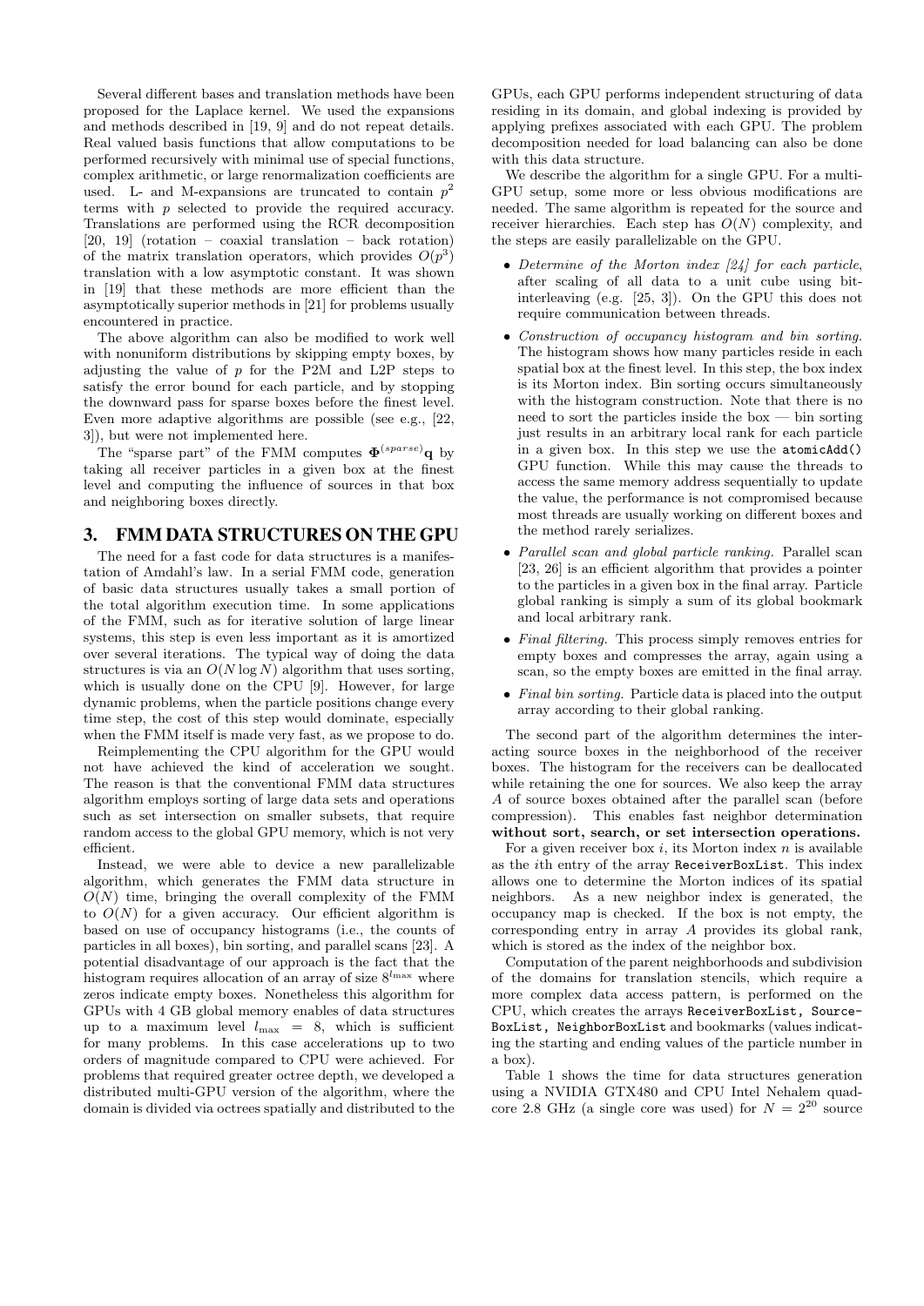Several different bases and translation methods have been proposed for the Laplace kernel. We used the expansions and methods described in [19, 9] and do not repeat details. Real valued basis functions that allow computations to be performed recursively with minimal use of special functions, complex arithmetic, or large renormalization coefficients are used. L- and M-expansions are truncated to contain $p^2$ terms with $p$ selected to provide the required accuracy. Translations are performed using the RCR decomposition [20, 19] (rotation – coaxial translation – back rotation) of the matrix translation operators, which provides $O(p^3)$ translation with a low asymptotic constant. It was shown in [19] that these methods are more efficient than the asymptotically superior methods in [21] for problems usually encountered in practice.

The above algorithm can also be modified to work well with nonuniform distributions by skipping empty boxes, by adjusting the value of $p$ for the P2M and L2P steps to satisfy the error bound for each particle, and by stopping the downward pass for sparse boxes before the finest level. Even more adaptive algorithms are possible (see e.g., [22, 3]), but were not implemented here.

The "sparse part" of the FMM computes $\mathbf{\Phi}^{(sparse)}\mathbf{q}$ by taking all receiver particles in a given box at the finest level and computing the influence of sources in that box and neighboring boxes directly.

## 3. FMM DATA STRUCTURES ON THE GPU

The need for a fast code for data structures is a manifestation of Amdahl's law. In a serial FMM code, generation of basic data structures usually takes a small portion of the total algorithm execution time. In some applications of the FMM, such as for iterative solution of large linear systems, this step is even less important as it is amortized over several iterations. The typical way of doing the data structures is via an $O(N \log N)$ algorithm that uses sorting, which is usually done on the CPU [9]. However, for large dynamic problems, when the particle positions change every time step, the cost of this step would dominate, especially when the FMM itself is made very fast, as we propose to do.

Reimplementing the CPU algorithm for the GPU would not have achieved the kind of acceleration we sought. The reason is that the conventional FMM data structures algorithm employs sorting of large data sets and operations such as set intersection on smaller subsets, that require random access to the global GPU memory, which is not very efficient.

Instead, we were able to device a new parallelizable algorithm, which generates the FMM data structure in $O(N)$ time, bringing the overall complexity of the FMM to $O(N)$ for a given accuracy. Our efficient algorithm is based on use of occupancy histograms (i.e., the counts of particles in all boxes), bin sorting, and parallel scans [23]. A potential disadvantage of our approach is the fact that the histogram requires allocation of an array of size $8^{l_{\max}}$ where zeros indicate empty boxes. Nonetheless this algorithm for GPUs with 4 GB global memory enables of data structures up to a maximum level $l_{\max} = 8$, which is sufficient for many problems. In this case accelerations up to two orders of magnitude compared to CPU were achieved. For problems that required greater octree depth, we developed a distributed multi-GPU version of the algorithm, where the domain is divided via octrees spatially and distributed to the GPUs, each GPU performs independent structuring of data residing in its domain, and global indexing is provided by applying prefixes associated with each GPU. The problem decomposition needed for load balancing can also be done with this data structure.

We describe the algorithm for a single GPU. For a multi-GPU setup, some more or less obvious modifications are needed. The same algorithm is repeated for the source and receiver hierarchies. Each step has $O(N)$ complexity, and the steps are easily parallelizable on the GPU.

- *Determine of the Morton index [24] for each particle*, after scaling of all data to a unit cube using bit-interleaving (e.g. [25, 3]). On the GPU this does not require communication between threads.
- *Construction of occupancy histogram and bin sorting.* The histogram shows how many particles reside in each spatial box at the finest level. In this step, the box index is its Morton index. Bin sorting occurs simultaneously with the histogram construction. Note that there is no need to sort the particles inside the box — bin sorting just results in an arbitrary local rank for each particle in a given box. In this step we use the `atomicAdd()` GPU function. While this may cause the threads to access the same memory address sequentially to update the value, the performance is not compromised because most threads are usually working on different boxes and the method rarely serializes.
- *Parallel scan and global particle ranking.* Parallel scan [23, 26] is an efficient algorithm that provides a pointer to the particles in a given box in the final array. Particle global ranking is simply a sum of its global bookmark and local arbitrary rank.
- *Final filtering.* This process simply removes entries for empty boxes and compresses the array, again using a scan, so the empty boxes are emitted in the final array.
- *Final bin sorting.* Particle data is placed into the output array according to their global ranking.

The second part of the algorithm determines the interacting source boxes in the neighborhood of the receiver boxes. The histogram for the receivers can be deallocated while retaining the one for sources. We also keep the array $A$ of source boxes obtained after the parallel scan (before compression). This enables fast neighbor determination **without sort, search, or set intersection operations.**

For a given receiver box $i$, its Morton index $n$ is available as the $i$th entry of the array `ReceiverBoxList`. This index allows one to determine the Morton indices of its spatial neighbors. As a new neighbor index is generated, the occupancy map is checked. If the box is not empty, the corresponding entry in array $A$ provides its global rank, which is stored as the index of the neighbor box.

Computation of the parent neighborhoods and subdivision of the domains for translation stencils, which require a more complex data access pattern, is performed on the CPU, which creates the arrays `ReceiverBoxList, SourceBoxList, NeighborBoxList` and bookmarks (values indicating the starting and ending values of the particle number in a box).

Table 1 shows the time for data structures generation using a NVIDIA GTX480 and CPU Intel Nehalem quad-core 2.8 GHz (a single core was used) for $N = 2^{20}$ source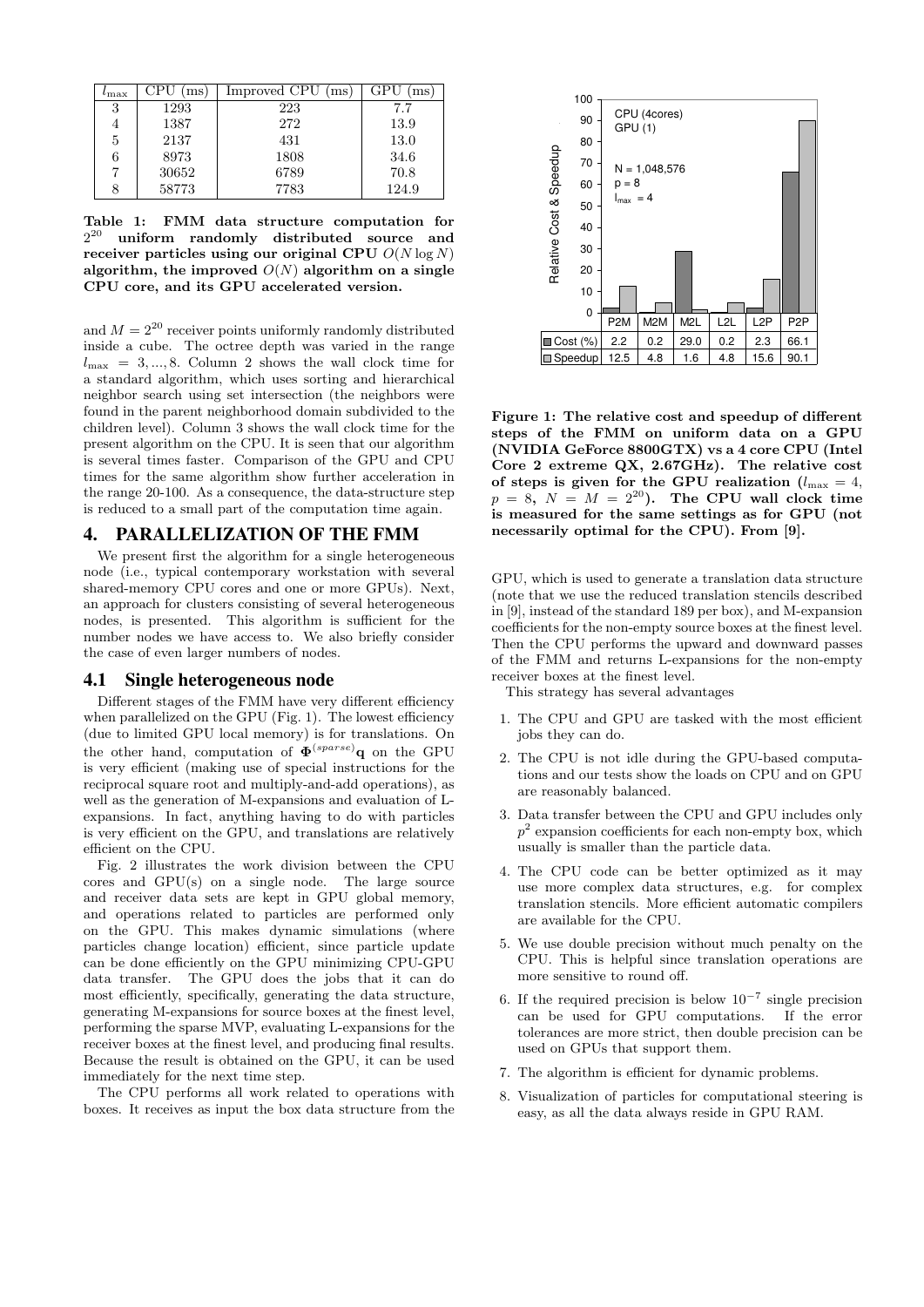| $l_{\max}$ | CPU (ms) | Improved CPU (ms) | GPU (ms) |
|---|---|---|---|
| 3 | 1293 | 223 | 7.7 |
| 4 | 1387 | 272 | 13.9 |
| 5 | 2137 | 431 | 13.0 |
| 6 | 8973 | 1808 | 34.6 |
| 7 | 30652 | 6789 | 70.8 |
| 8 | 58773 | 7783 | 124.9 |

**Table 1: FMM data structure computation for $2^{20}$ uniform randomly distributed source and receiver particles using our original CPU $O(N \log N)$ algorithm, the improved $O(N)$ algorithm on a single CPU core, and its GPU accelerated version.**

and $M = 2^{20}$ receiver points uniformly randomly distributed inside a cube. The octree depth was varied in the range $l_{\max} = 3, ..., 8$. Column 2 shows the wall clock time for a standard algorithm, which uses sorting and hierarchical neighbor search using set intersection (the neighbors were found in the parent neighborhood domain subdivided to the children level). Column 3 shows the wall clock time for the present algorithm on the CPU. It is seen that our algorithm is several times faster. Comparison of the GPU and CPU times for the same algorithm show further acceleration in the range 20-100. As a consequence, the data-structure step is reduced to a small part of the computation time again.

## 4. PARALLELIZATION OF THE FMM

We present first the algorithm for a single heterogeneous node (i.e., typical contemporary workstation with several shared-memory CPU cores and one or more GPUs). Next, an approach for clusters consisting of several heterogeneous nodes, is presented. This algorithm is sufficient for the number nodes we have access to. We also briefly consider the case of even larger numbers of nodes.

### 4.1 Single heterogeneous node

Different stages of the FMM have very different efficiency when parallelized on the GPU (Fig. 1). The lowest efficiency (due to limited GPU local memory) is for translations. On the other hand, computation of $\mathbf{\Phi}^{(sparse)}\mathbf{q}$ on the GPU is very efficient (making use of special instructions for the reciprocal square root and multiply-and-add operations), as well as the generation of M-expansions and evaluation of L-expansions. In fact, anything having to do with particles is very efficient on the GPU, and translations are relatively efficient on the CPU.

Fig. 2 illustrates the work division between the CPU cores and GPU(s) on a single node. The large source and receiver data sets are kept in GPU global memory, and operations related to particles are performed only on the GPU. This makes dynamic simulations (where particles change location) efficient, since particle update can be done efficiently on the GPU minimizing CPU-GPU data transfer. The GPU does the jobs that it can do most efficiently, specifically, generating the data structure, generating M-expansions for source boxes at the finest level, performing the sparse MVP, evaluating L-expansions for the receiver boxes at the finest level, and producing final results. Because the result is obtained on the GPU, it can be used immediately for the next time step.

The CPU performs all work related to operations with boxes. It receives as input the box data structure from the GPU, which is used to generate a translation data structure (note that we use the reduced translation stencils described in [9], instead of the standard 189 per box), and M-expansion coefficients for the non-empty source boxes at the finest level. Then the CPU performs the upward and downward passes of the FMM and returns L-expansions for the non-empty receiver boxes at the finest level.

| | P2M | M2M | M2L | L2L | L2P | P2P |
|---|---|---|---|---|---|---|
| Cost (%) | 2.2 | 0.2 | 29.0 | 0.2 | 2.3 | 66.1 |
| Speedup | 12.5 | 4.8 | 1.6 | 4.8 | 15.6 | 90.1 |

**Figure 1: The relative cost and speedup of different steps of the FMM on uniform data on a GPU (NVIDIA GeForce 8800GTX) vs a 4 core CPU (Intel Core 2 extreme QX, 2.67GHz). The relative cost of steps is given for the GPU realization ($l_{\max} = 4$, $p = 8$, $N = M = 2^{20}$). The CPU wall clock time is measured for the same settings as for GPU (not necessarily optimal for the CPU). From [9].**

This strategy has several advantages

1. The CPU and GPU are tasked with the most efficient jobs they can do.
2. The CPU is not idle during the GPU-based computations and our tests show the loads on CPU and on GPU are reasonably balanced.
3. Data transfer between the CPU and GPU includes only $p^2$ expansion coefficients for each non-empty box, which usually is smaller than the particle data.
4. The CPU code can be better optimized as it may use more complex data structures, e.g. for complex translation stencils. More efficient automatic compilers are available for the CPU.
5. We use double precision without much penalty on the CPU. This is helpful since translation operations are more sensitive to round off.
6. If the required precision is below $10^{-7}$ single precision can be used for GPU computations. If the error tolerances are more strict, then double precision can be used on GPUs that support them.
7. The algorithm is efficient for dynamic problems.
8. Visualization of particles for computational steering is easy, as all the data always reside in GPU RAM.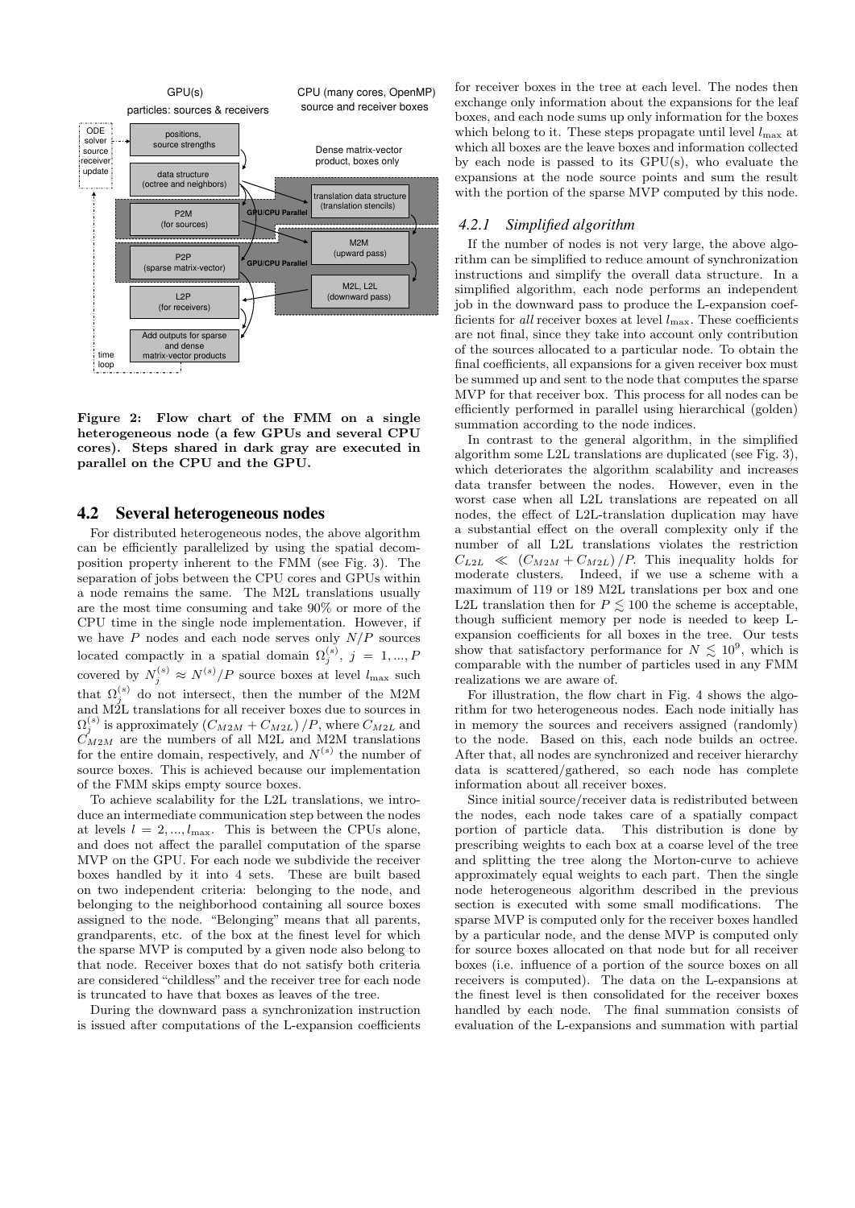**Figure 2: Flow chart of the FMM on a single heterogeneous node (a few GPUs and several CPU cores). Steps shared in dark gray are executed in parallel on the CPU and the GPU.**

## 4.2 Several heterogeneous nodes

For distributed heterogeneous nodes, the above algorithm can be efficiently parallelized by using the spatial decomposition property inherent to the FMM (see Fig. 3). The separation of jobs between the CPU cores and GPUs within a node remains the same. The M2L translations usually are the most time consuming and take 90% or more of the CPU time in the single node implementation. However, if we have $P$ nodes and each node serves only $N/P$ sources located compactly in a spatial domain $\Omega_j^{(s)}$, $j = 1, ..., P$ covered by $N_j^{(s)} \approx N^{(s)}/P$ source boxes at level $l_{\max}$ such that $\Omega_j^{(s)}$ do not intersect, then the number of the M2M and M2L translations for all receiver boxes due to sources in $\Omega_j^{(s)}$ is approximately $(C_{M2M} + C_{M2L})/P$, where $C_{M2L}$ and $C_{M2M}$ are the numbers of all M2L and M2M translations for the entire domain, respectively, and $N^{(s)}$ the number of source boxes. This is achieved because our implementation of the FMM skips empty source boxes.

To achieve scalability for the L2L translations, we introduce an intermediate communication step between the nodes at levels $l = 2, ..., l_{\max}$. This is between the CPUs alone, and does not affect the parallel computation of the sparse MVP on the GPU. For each node we subdivide the receiver boxes handled by it into 4 sets. These are built based on two independent criteria: belonging to the node, and belonging to the neighborhood containing all source boxes assigned to the node. "Belonging" means that all parents, grandparents, etc. of the box at the finest level for which the sparse MVP is computed by a given node also belong to that node. Receiver boxes that do not satisfy both criteria are considered "childless" and the receiver tree for each node is truncated to have that boxes as leaves of the tree.

During the downward pass a synchronization instruction is issued after computations of the L-expansion coefficients for receiver boxes in the tree at each level. The nodes then exchange only information about the expansions for the leaf boxes, and each node sums up only information for the boxes which belong to it. These steps propagate until level $l_{\max}$ at which all boxes are the leave boxes and information collected by each node is passed to its GPU(s), who evaluate the expansions at the node source points and sum the result with the portion of the sparse MVP computed by this node.

### 4.2.1 *Simplified algorithm*

If the number of nodes is not very large, the above algorithm can be simplified to reduce amount of synchronization instructions and simplify the overall data structure. In a simplified algorithm, each node performs an independent job in the downward pass to produce the L-expansion coefficients for *all* receiver boxes at level $l_{\max}$. These coefficients are not final, since they take into account only contribution of the sources allocated to a particular node. To obtain the final coefficients, all expansions for a given receiver box must be summed up and sent to the node that computes the sparse MVP for that receiver box. This process for all nodes can be efficiently performed in parallel using hierarchical (golden) summation according to the node indices.

In contrast to the general algorithm, in the simplified algorithm some L2L translations are duplicated (see Fig. 3), which deteriorates the algorithm scalability and increases data transfer between the nodes. However, even in the worst case when all L2L translations are repeated on all nodes, the effect of L2L-translation duplication may have a substantial effect on the overall complexity only if the number of all L2L translations violates the restriction $C_{L2L} \ll (C_{M2M} + C_{M2L})/P$. This inequality holds for moderate clusters. Indeed, if we use a scheme with a maximum of 119 or 189 M2L translations per box and one L2L translation then for $P \lesssim 100$ the scheme is acceptable, though sufficient memory per node is needed to keep L-expansion coefficients for all boxes in the tree. Our tests show that satisfactory performance for $N \lesssim 10^9$, which is comparable with the number of particles used in any FMM realizations we are aware of.

For illustration, the flow chart in Fig. 4 shows the algorithm for two heterogeneous nodes. Each node initially has in memory the sources and receivers assigned (randomly) to the node. Based on this, each node builds an octree. After that, all nodes are synchronized and receiver hierarchy data is scattered/gathered, so each node has complete information about all receiver boxes.

Since initial source/receiver data is redistributed between the nodes, each node takes care of a spatially compact portion of particle data. This distribution is done by prescribing weights to each box at a coarse level of the tree and splitting the tree along the Morton-curve to achieve approximately equal weights to each part. Then the single node heterogeneous algorithm described in the previous section is executed with some small modifications. The sparse MVP is computed only for the receiver boxes handled by a particular node, and the dense MVP is computed only for source boxes allocated on that node but for all receiver boxes (i.e. influence of a portion of the source boxes on all receivers is computed). The data on the L-expansions at the finest level is then consolidated for the receiver boxes handled by each node. The final summation consists of evaluation of the L-expansions and summation with partial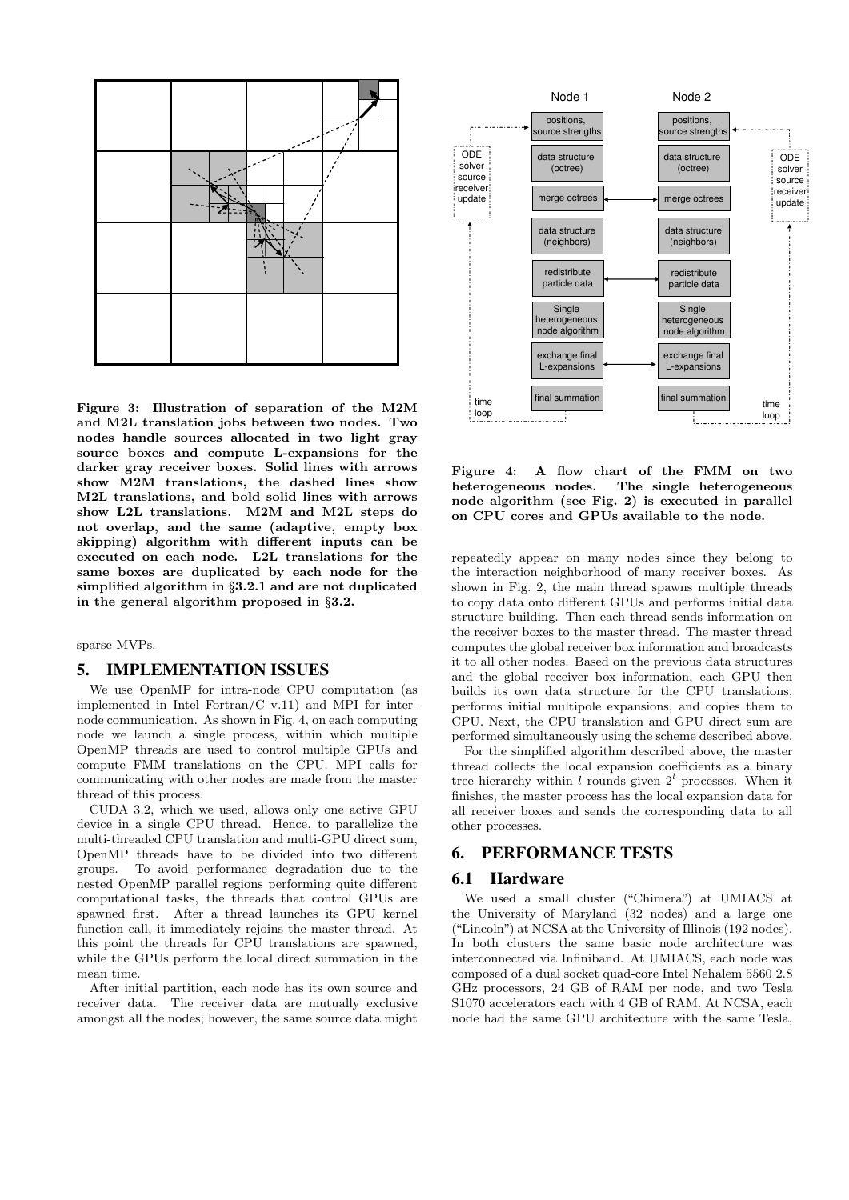Figure 3: Illustration of separation of the M2M and M2L translation jobs between two nodes. Two nodes handle sources allocated in two light gray source boxes and compute L-expansions for the darker gray receiver boxes. Solid lines with arrows show M2M translations, the dashed lines show M2L translations, and bold solid lines with arrows show L2L translations. M2M and M2L steps do not overlap, and the same (adaptive, empty box skipping) algorithm with different inputs can be executed on each node. L2L translations for the same boxes are duplicated by each node for the simplified algorithm in §3.2.1 and are not duplicated in the general algorithm proposed in §3.2.

Figure 4: A flow chart of the FMM on two heterogeneous nodes. The single heterogeneous node algorithm (see Fig. 2) is executed in parallel on CPU cores and GPUs available to the node.

sparse MVPs.

## 5. IMPLEMENTATION ISSUES

We use OpenMP for intra-node CPU computation (as implemented in Intel Fortran/C v.11) and MPI for inter-node communication. As shown in Fig. 4, on each computing node we launch a single process, within which multiple OpenMP threads are used to control multiple GPUs and compute FMM translations on the CPU. MPI calls for communicating with other nodes are made from the master thread of this process.

CUDA 3.2, which we used, allows only one active GPU device in a single CPU thread. Hence, to parallelize the multi-threaded CPU translation and multi-GPU direct sum, OpenMP threads have to be divided into two different groups. To avoid performance degradation due to the nested OpenMP parallel regions performing quite different computational tasks, the threads that control GPUs are spawned first. After a thread launches its GPU kernel function call, it immediately rejoins the master thread. At this point the threads for CPU translations are spawned, while the GPUs perform the local direct summation in the mean time.

After initial partition, each node has its own source and receiver data. The receiver data are mutually exclusive amongst all the nodes; however, the same source data might repeatedly appear on many nodes since they belong to the interaction neighborhood of many receiver boxes. As shown in Fig. 2, the main thread spawns multiple threads to copy data onto different GPUs and performs initial data structure building. Then each thread sends information on the receiver boxes to the master thread. The master thread computes the global receiver box information and broadcasts it to all other nodes. Based on the previous data structures and the global receiver box information, each GPU then builds its own data structure for the CPU translations, performs initial multipole expansions, and copies them to CPU. Next, the CPU translation and GPU direct sum are performed simultaneously using the scheme described above.

For the simplified algorithm described above, the master thread collects the local expansion coefficients as a binary tree hierarchy within $l$ rounds given $2^l$ processes. When it finishes, the master process has the local expansion data for all receiver boxes and sends the corresponding data to all other processes.

## 6. PERFORMANCE TESTS

### 6.1 Hardware

We used a small cluster ("Chimera") at UMIACS at the University of Maryland (32 nodes) and a large one ("Lincoln") at NCSA at the University of Illinois (192 nodes). In both clusters the same basic node architecture was interconnected via Infiniband. At UMIACS, each node was composed of a dual socket quad-core Intel Nehalem 5560 2.8 GHz processors, 24 GB of RAM per node, and two Tesla S1070 accelerators each with 4 GB of RAM. At NCSA, each node had the same GPU architecture with the same Tesla,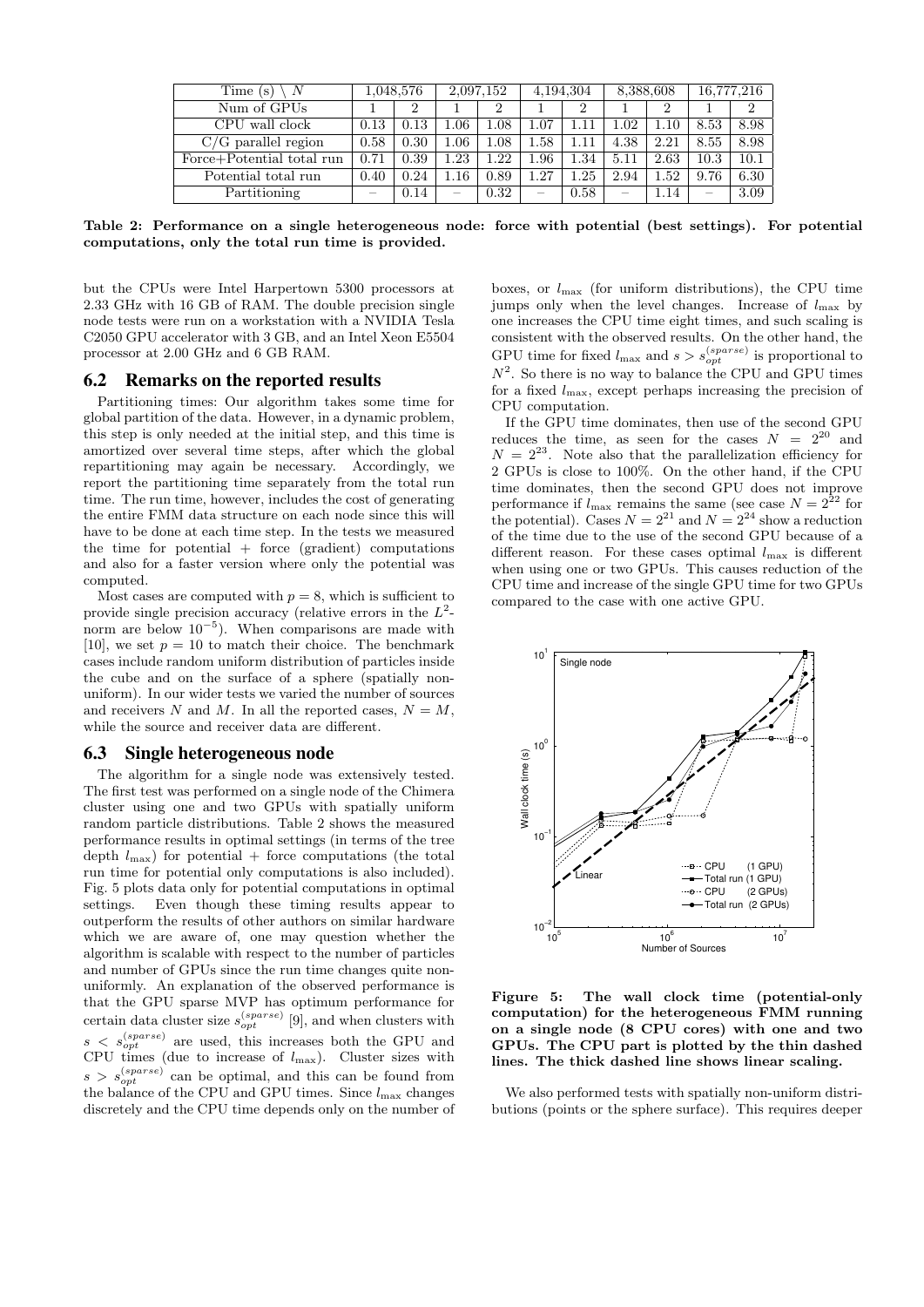| Time (s) \ $N$ | 1,048,576 | | 2,097,152 | | 4,194,304 | | 8,388,608 | | 16,777,216 | |
|---|---|---|---|---|---|---|---|---|---|---|
| Num of GPUs | 1 | 2 | 1 | 2 | 1 | 2 | 1 | 2 | 1 | 2 |
| CPU wall clock | 0.13 | 0.13 | 1.06 | 1.08 | 1.07 | 1.11 | 1.02 | 1.10 | 8.53 | 8.98 |
| C/G parallel region | 0.58 | 0.30 | 1.06 | 1.08 | 1.58 | 1.11 | 4.38 | 2.21 | 8.55 | 8.98 |
| Force+Potential total run | 0.71 | 0.39 | 1.23 | 1.22 | 1.96 | 1.34 | 5.11 | 2.63 | 10.3 | 10.1 |
| Potential total run | 0.40 | 0.24 | 1.16 | 0.89 | 1.27 | 1.25 | 2.94 | 1.52 | 9.76 | 6.30 |
| Partitioning | – | 0.14 | – | 0.32 | – | 0.58 | – | 1.14 | – | 3.09 |

**Table 2: Performance on a single heterogeneous node: force with potential (best settings). For potential computations, only the total run time is provided.**

but the CPUs were Intel Harpertown 5300 processors at 2.33 GHz with 16 GB of RAM. The double precision single node tests were run on a workstation with a NVIDIA Tesla C2050 GPU accelerator with 3 GB, and an Intel Xeon E5504 processor at 2.00 GHz and 6 GB RAM.

## 6.2 Remarks on the reported results

Partitioning times: Our algorithm takes some time for global partition of the data. However, in a dynamic problem, this step is only needed at the initial step, and this time is amortized over several time steps, after which the global repartitioning may again be necessary. Accordingly, we report the partitioning time separately from the total run time. The run time, however, includes the cost of generating the entire FMM data structure on each node since this will have to be done at each time step. In the tests we measured the time for potential + force (gradient) computations and also for a faster version where only the potential was computed.

Most cases are computed with $p = 8$, which is sufficient to provide single precision accuracy (relative errors in the $L^2$-norm are below $10^{-5}$). When comparisons are made with [10], we set $p = 10$ to match their choice. The benchmark cases include random uniform distribution of particles inside the cube and on the surface of a sphere (spatially non-uniform). In our wider tests we varied the number of sources and receivers $N$ and $M$. In all the reported cases, $N = M$, while the source and receiver data are different.

## 6.3 Single heterogeneous node

The algorithm for a single node was extensively tested. The first test was performed on a single node of the Chimera cluster using one and two GPUs with spatially uniform random particle distributions. Table 2 shows the measured performance results in optimal settings (in terms of the tree depth $l_{\max}$) for potential + force computations (the total run time for potential only computations is also included). Fig. 5 plots data only for potential computations in optimal settings. Even though these timing results appear to outperform the results of other authors on similar hardware which we are aware of, one may question whether the algorithm is scalable with respect to the number of particles and number of GPUs since the run time changes quite non-uniformly. An explanation of the observed performance is that the GPU sparse MVP has optimum performance for certain data cluster size $s_{opt}^{(sparse)}$ [9], and when clusters with $s < s_{opt}^{(sparse)}$ are used, this increases both the GPU and CPU times (due to increase of $l_{\max}$). Cluster sizes with $s > s_{opt}^{(sparse)}$ can be optimal, and this can be found from the balance of the CPU and GPU times. Since $l_{\max}$ changes discretely and the CPU time depends only on the number of boxes, or $l_{\max}$ (for uniform distributions), the CPU time jumps only when the level changes. Increase of $l_{\max}$ by one increases the CPU time eight times, and such scaling is consistent with the observed results. On the other hand, the GPU time for fixed $l_{\max}$ and $s > s_{opt}^{(sparse)}$ is proportional to $N^2$. So there is no way to balance the CPU and GPU times for a fixed $l_{\max}$, except perhaps increasing the precision of CPU computation.

If the GPU time dominates, then use of the second GPU reduces the time, as seen for the cases $N = 2^{20}$ and $N = 2^{23}$. Note also that the parallelization efficiency for 2 GPUs is close to 100%. On the other hand, if the CPU time dominates, then the second GPU does not improve performance if $l_{\max}$ remains the same (see case $N = 2^{22}$ for the potential). Cases $N = 2^{21}$ and $N = 2^{24}$ show a reduction of the time due to the use of the second GPU because of a different reason. For these cases optimal $l_{\max}$ is different when using one or two GPUs. This causes reduction of the CPU time and increase of the single GPU time for two GPUs compared to the case with one active GPU.

**Figure 5: The wall clock time (potential-only computation) for the heterogeneous FMM running on a single node (8 CPU cores) with one and two GPUs. The CPU part is plotted by the thin dashed lines. The thick dashed line shows linear scaling.**

We also performed tests with spatially non-uniform distributions (points or the sphere surface). This requires deeper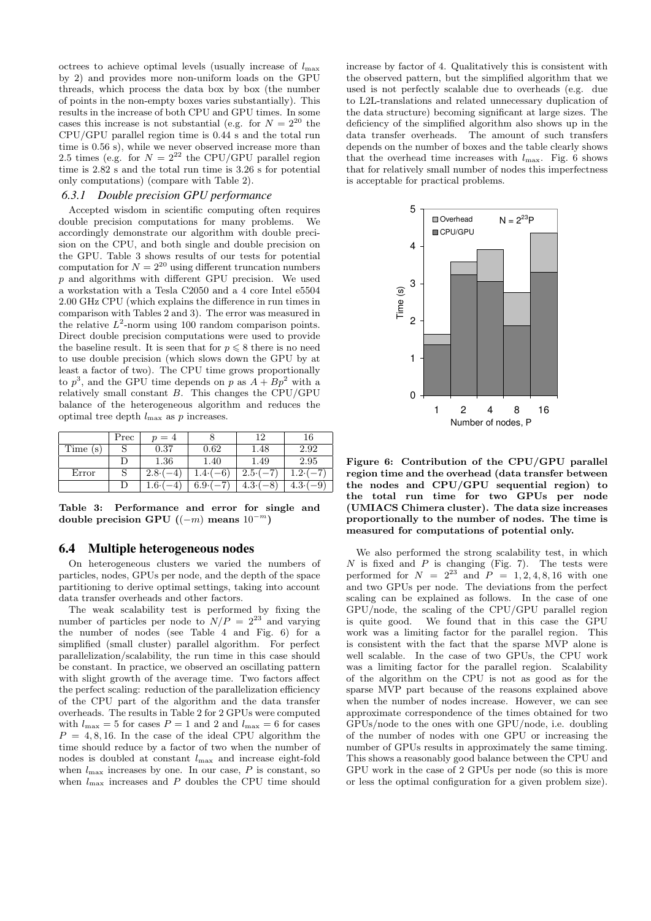octrees to achieve optimal levels (usually increase of $l_{\max}$ by 2) and provides more non-uniform loads on the GPU threads, which process the data box by box (the number of points in the non-empty boxes varies substantially). This results in the increase of both CPU and GPU times. In some cases this increase is not substantial (e.g. for $N = 2^{20}$ the CPU/GPU parallel region time is 0.44 s and the total run time is 0.56 s), while we never observed increase more than 2.5 times (e.g. for $N = 2^{22}$ the CPU/GPU parallel region time is 2.82 s and the total run time is 3.26 s for potential only computations) (compare with Table 2).

### 6.3.1 Double precision GPU performance

Accepted wisdom in scientific computing often requires double precision computations for many problems. We accordingly demonstrate our algorithm with double precision on the CPU, and both single and double precision on the GPU. Table 3 shows results of our tests for potential computation for $N = 2^{20}$ using different truncation numbers $p$ and algorithms with different GPU precision. We used a workstation with a Tesla C2050 and a 4 core Intel e5504 2.00 GHz CPU (which explains the difference in run times in comparison with Tables 2 and 3). The error was measured in the relative $L^2$-norm using 100 random comparison points. Direct double precision computations were used to provide the baseline result. It is seen that for $p \leqslant 8$ there is no need to use double precision (which slows down the GPU by at least a factor of two). The CPU time grows proportionally to $p^3$, and the GPU time depends on $p$ as $A + Bp^2$ with a relatively small constant $B$. This changes the CPU/GPU balance of the heterogeneous algorithm and reduces the optimal tree depth $l_{\max}$ as $p$ increases.

| | Prec | $p = 4$ | 8 | 12 | 16 |
|---|---|---|---|---|---|
| Time (s) | S | 0.37 | 0.62 | 1.48 | 2.92 |
| | D | 1.36 | 1.40 | 1.49 | 2.95 |
| Error | S | $2.8{\cdot}(-4)$ | $1.4{\cdot}(-6)$ | $2.5{\cdot}(-7)$ | $1.2{\cdot}(-7)$ |
| | D | $1.6{\cdot}(-4)$ | $6.9{\cdot}(-7)$ | $4.3{\cdot}(-8)$ | $4.3{\cdot}(-9)$ |

**Table 3: Performance and error for single and double precision GPU ($(-m)$ means $10^{-m}$)**

## 6.4 Multiple heterogeneous nodes

On heterogeneous clusters we varied the numbers of particles, nodes, GPUs per node, and the depth of the space partitioning to derive optimal settings, taking into account data transfer overheads and other factors.

The weak scalability test is performed by fixing the number of particles per node to $N/P = 2^{23}$ and varying the number of nodes (see Table 4 and Fig. 6) for a simplified (small cluster) parallel algorithm. For perfect parallelization/scalability, the run time in this case should be constant. In practice, we observed an oscillating pattern with slight growth of the average time. Two factors affect the perfect scaling: reduction of the parallelization efficiency of the CPU part of the algorithm and the data transfer overheads. The results in Table 2 for 2 GPUs were computed with $l_{\max} = 5$ for cases $P = 1$ and 2 and $l_{\max} = 6$ for cases $P = 4, 8, 16$. In the case of the ideal CPU algorithm the time should reduce by a factor of two when the number of nodes is doubled at constant $l_{\max}$ and increase eight-fold when $l_{\max}$ increases by one. In our case, $P$ is constant, so when $l_{\max}$ increases and $P$ doubles the CPU time should increase by factor of 4. Qualitatively this is consistent with the observed pattern, but the simplified algorithm that we used is not perfectly scalable due to overheads (e.g. due to L2L-translations and related unnecessary duplication of the data structure) becoming significant at large sizes. The deficiency of the simplified algorithm also shows up in the data transfer overheads. The amount of such transfers depends on the number of boxes and the table clearly shows that the overhead time increases with $l_{\max}$. Fig. 6 shows that for relatively small number of nodes this imperfectness is acceptable for practical problems.

**Figure 6: Contribution of the CPU/GPU parallel region time and the overhead (data transfer between the nodes and CPU/GPU sequential region) to the total run time for two GPUs per node (UMIACS Chimera cluster). The data size increases proportionally to the number of nodes. The time is measured for computations of potential only.**

We also performed the strong scalability test, in which $N$ is fixed and $P$ is changing (Fig. 7). The tests were performed for $N = 2^{23}$ and $P = 1, 2, 4, 8, 16$ with one and two GPUs per node. The deviations from the perfect scaling can be explained as follows. In the case of one GPU/node, the scaling of the CPU/GPU parallel region is quite good. We found that in this case the GPU work was a limiting factor for the parallel region. This is consistent with the fact that the sparse MVP alone is well scalable. In the case of two GPUs, the CPU work was a limiting factor for the parallel region. Scalability of the algorithm on the CPU is not as good as for the sparse MVP part because of the reasons explained above when the number of nodes increase. However, we can see approximate correspondence of the times obtained for two GPUs/node to the ones with one GPU/node, i.e. doubling of the number of nodes with one GPU or increasing the number of GPUs results in approximately the same timing. This shows a reasonably good balance between the CPU and GPU work in the case of 2 GPUs per node (so this is more or less the optimal configuration for a given problem size).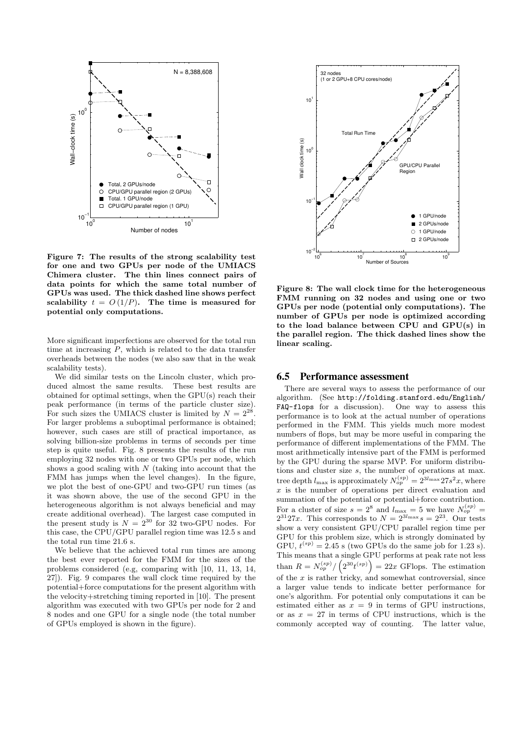**Figure 7: The results of the strong scalability test for one and two GPUs per node of the UMIACS Chimera cluster. The thin lines connect pairs of data points for which the same total number of GPUs was used. The thick dashed line shows perfect scalability $t = O(1/P)$. The time is measured for potential only computations.**

More significant imperfections are observed for the total run time at increasing $P$, which is related to the data transfer overheads between the nodes (we also saw that in the weak scalability tests).

We did similar tests on the Lincoln cluster, which produced almost the same results. These best results are obtained for optimal settings, when the GPU(s) reach their peak performance (in terms of the particle cluster size). For such sizes the UMIACS cluster is limited by $N = 2^{28}$. For larger problems a suboptimal performance is obtained; however, such cases are still of practical importance, as solving billion-size problems in terms of seconds per time step is quite useful. Fig. 8 presents the results of the run employing 32 nodes with one or two GPUs per node, which shows a good scaling with $N$ (taking into account that the FMM has jumps when the level changes). In the figure, we plot the best of one-GPU and two-GPU run times (as it was shown above, the use of the second GPU in the heterogeneous algorithm is not always beneficial and may create additional overhead). The largest case computed in the present study is $N = 2^{30}$ for 32 two-GPU nodes. For this case, the CPU/GPU parallel region time was 12.5 s and the total run time 21.6 s.

We believe that the achieved total run times are among the best ever reported for the FMM for the sizes of the problems considered (e.g, comparing with [10, 11, 13, 14, 27]). Fig. 9 compares the wall clock time required by the potential+force computations for the present algorithm with the velocity+stretching timing reported in [10]. The present algorithm was executed with two GPUs per node for 2 and 8 nodes and one GPU for a single node (the total number of GPUs employed is shown in the figure).

**Figure 8: The wall clock time for the heterogeneous FMM running on 32 nodes and using one or two GPUs per node (potential only computations). The number of GPUs per node is optimized according to the load balance between CPU and GPU(s) in the parallel region. The thick dashed lines show the linear scaling.**

## 6.5 Performance assessment

There are several ways to assess the performance of our algorithm. (See http://folding.stanford.edu/English/FAQ-flops for a discussion). One way to assess this performance is to look at the actual number of operations performed in the FMM. This yields much more modest numbers of flops, but may be more useful in comparing the performance of different implementations of the FMM. The most arithmetically intensive part of the FMM is performed by the GPU during the sparse MVP. For uniform distributions and cluster size $s$, the number of operations at max. tree depth $l_{\max}$ is approximately $N_{op}^{(sp)} = 2^{3l_{\max}} 27 s^2 x$, where $x$ is the number of operations per direct evaluation and summation of the potential or potential+force contribution. For a cluster of size $s = 2^8$ and $l_{\max} = 5$ we have $N_{op}^{(sp)} = 2^{31} 27x$. This corresponds to $N = 2^{3l_{\max}} s = 2^{23}$. Our tests show a very consistent GPU/CPU parallel region time per GPU for this problem size, which is strongly dominated by GPU, $t^{(sp)} = 2.45$ s (two GPUs do the same job for 1.23 s). This means that a single GPU performs at peak rate not less than $R = N_{op}^{(sp)} / \left(2^{30} t^{(sp)}\right) = 22x$ GFlops. The estimation of the $x$ is rather tricky, and somewhat controversial, since a larger value tends to indicate better performance for one's algorithm. For potential only computations it can be estimated either as $x = 9$ in terms of GPU instructions, or as $x = 27$ in terms of CPU instructions, which is the commonly accepted way of counting. The latter value,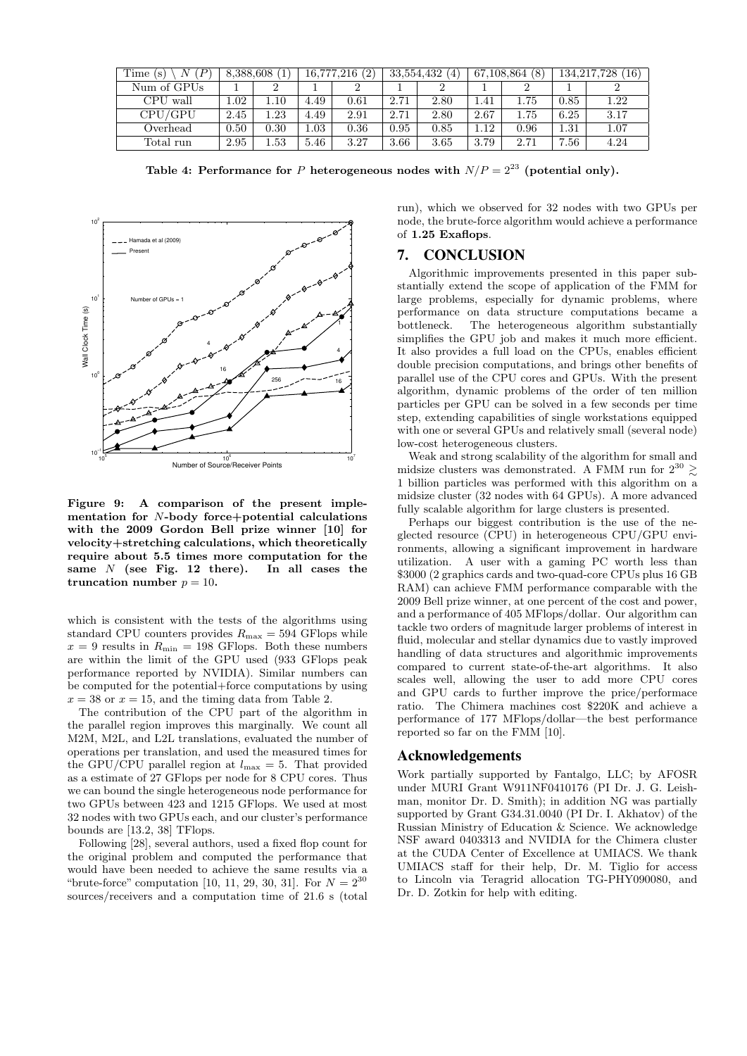| Time (s) \ $N$ ($P$) | 8,388,608 (1) | | 16,777,216 (2) | | 33,554,432 (4) | | 67,108,864 (8) | | 134,217,728 (16) | |
|---|---|---|---|---|---|---|---|---|---|---|
| Num of GPUs | 1 | 2 | 1 | 2 | 1 | 2 | 1 | 2 | 1 | 2 |
| CPU wall | 1.02 | 1.10 | 4.49 | 0.61 | 2.71 | 2.80 | 1.41 | 1.75 | 0.85 | 1.22 |
| CPU/GPU | 2.45 | 1.23 | 4.49 | 2.91 | 2.71 | 2.80 | 2.67 | 1.75 | 6.25 | 3.17 |
| Overhead | 0.50 | 0.30 | 1.03 | 0.36 | 0.95 | 0.85 | 1.12 | 0.96 | 1.31 | 1.07 |
| Total run | 2.95 | 1.53 | 5.46 | 3.27 | 3.66 | 3.65 | 3.79 | 2.71 | 7.56 | 4.24 |

**Table 4: Performance for $P$ heterogeneous nodes with $N/P = 2^{23}$ (potential only).**

**Figure 9: A comparison of the present implementation for $N$-body force+potential calculations with the 2009 Gordon Bell prize winner [10] for velocity+stretching calculations, which theoretically require about 5.5 times more computation for the same $N$ (see Fig. 12 there). In all cases the truncation number $p = 10$.**

which is consistent with the tests of the algorithms using standard CPU counters provides $R_{\max} = 594$ GFlops while $x = 9$ results in $R_{\min} = 198$ GFlops. Both these numbers are within the limit of the GPU used (933 GFlops peak performance reported by NVIDIA). Similar numbers can be computed for the potential+force computations by using $x = 38$ or $x = 15$, and the timing data from Table 2.

The contribution of the CPU part of the algorithm in the parallel region improves this marginally. We count all M2M, M2L, and L2L translations, evaluated the number of operations per translation, and used the measured times for the GPU/CPU parallel region at $l_{\max} = 5$. That provided as a estimate of 27 GFlops per node for 8 CPU cores. Thus we can bound the single heterogeneous node performance for two GPUs between 423 and 1215 GFlops. We used at most 32 nodes with two GPUs each, and our cluster's performance bounds are [13.2, 38] TFlops.

Following [28], several authors, used a fixed flop count for the original problem and computed the performance that would have been needed to achieve the same results via a "brute-force" computation [10, 11, 29, 30, 31]. For $N = 2^{30}$ sources/receivers and a computation time of 21.6 s (total run), which we observed for 32 nodes with two GPUs per node, the brute-force algorithm would achieve a performance of **1.25 Exaflops**.

# 7. CONCLUSION

Algorithmic improvements presented in this paper substantially extend the scope of application of the FMM for large problems, especially for dynamic problems, where performance on data structure computations became a bottleneck. The heterogeneous algorithm substantially simplifies the GPU job and makes it much more efficient. It also provides a full load on the CPUs, enables efficient double precision computations, and brings other benefits of parallel use of the CPU cores and GPUs. With the present algorithm, dynamic problems of the order of ten million particles per GPU can be solved in a few seconds per time step, extending capabilities of single workstations equipped with one or several GPUs and relatively small (several node) low-cost heterogeneous clusters.

Weak and strong scalability of the algorithm for small and midsize clusters was demonstrated. A FMM run for $2^{30} \gtrsim$ 1 billion particles was performed with this algorithm on a midsize cluster (32 nodes with 64 GPUs). A more advanced fully scalable algorithm for large clusters is presented.

Perhaps our biggest contribution is the use of the neglected resource (CPU) in heterogeneous CPU/GPU environments, allowing a significant improvement in hardware utilization. A user with a gaming PC worth less than \$3000 (2 graphics cards and two-quad-core CPUs plus 16 GB RAM) can achieve FMM performance comparable with the 2009 Bell prize winner, at one percent of the cost and power, and a performance of 405 MFlops/dollar. Our algorithm can tackle two orders of magnitude larger problems of interest in fluid, molecular and stellar dynamics due to vastly improved handling of data structures and algorithmic improvements compared to current state-of-the-art algorithms. It also scales well, allowing the user to add more CPU cores and GPU cards to further improve the price/performace ratio. The Chimera machines cost \$220K and achieve a performance of 177 MFlops/dollar—the best performance reported so far on the FMM [10].

## Acknowledgements

Work partially supported by Fantalgo, LLC; by AFOSR under MURI Grant W911NF0410176 (PI Dr. J. G. Leishman, monitor Dr. D. Smith); in addition NG was partially supported by Grant G34.31.0040 (PI Dr. I. Akhatov) of the Russian Ministry of Education & Science. We acknowledge NSF award 0403313 and NVIDIA for the Chimera cluster at the CUDA Center of Excellence at UMIACS. We thank UMIACS staff for their help, Dr. M. Tiglio for access to Lincoln via Teragrid allocation TG-PHY090080, and Dr. D. Zotkin for help with editing.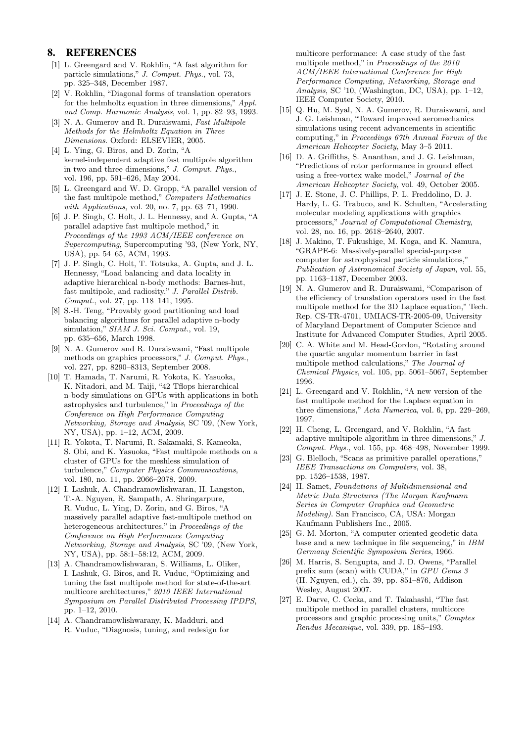## 8. REFERENCES

[1] L. Greengard and V. Rokhlin, "A fast algorithm for particle simulations," *J. Comput. Phys.*, vol. 73, pp. 325–348, December 1987.

[2] V. Rokhlin, "Diagonal forms of translation operators for the helmholtz equation in three dimensions," *Appl. and Comp. Harmonic Analysis*, vol. 1, pp. 82–93, 1993.

[3] N. A. Gumerov and R. Duraiswami, *Fast Multipole Methods for the Helmholtz Equation in Three Dimensions*. Oxford: ELSEVIER, 2005.

[4] L. Ying, G. Biros, and D. Zorin, "A kernel-independent adaptive fast multipole algorithm in two and three dimensions," *J. Comput. Phys.*, vol. 196, pp. 591–626, May 2004.

[5] L. Greengard and W. D. Gropp, "A parallel version of the fast multipole method," *Computers Mathematics with Applications*, vol. 20, no. 7, pp. 63–71, 1990.

[6] J. P. Singh, C. Holt, J. L. Hennessy, and A. Gupta, "A parallel adaptive fast multipole method," in *Proceedings of the 1993 ACM/IEEE conference on Supercomputing*, Supercomputing '93, (New York, NY, USA), pp. 54–65, ACM, 1993.

[7] J. P. Singh, C. Holt, T. Totsuka, A. Gupta, and J. L. Hennessy, "Load balancing and data locality in adaptive hierarchical n-body methods: Barnes-hut, fast multipole, and radiosity," *J. Parallel Distrib. Comput.*, vol. 27, pp. 118–141, 1995.

[8] S.-H. Teng, "Provably good partitioning and load balancing algorithms for parallel adaptive n-body simulation," *SIAM J. Sci. Comput.*, vol. 19, pp. 635–656, March 1998.

[9] N. A. Gumerov and R. Duraiswami, "Fast multipole methods on graphics processors," *J. Comput. Phys.*, vol. 227, pp. 8290–8313, September 2008.

[10] T. Hamada, T. Narumi, R. Yokota, K. Yasuoka, K. Nitadori, and M. Taiji, "42 Tflops hierarchical n-body simulations on GPUs with applications in both astrophysics and turbulence," in *Proceedings of the Conference on High Performance Computing Networking, Storage and Analysis*, SC '09, (New York, NY, USA), pp. 1–12, ACM, 2009.

[11] R. Yokota, T. Narumi, R. Sakamaki, S. Kameoka, S. Obi, and K. Yasuoka, "Fast multipole methods on a cluster of GPUs for the meshless simulation of turbulence," *Computer Physics Communications*, vol. 180, no. 11, pp. 2066–2078, 2009.

[12] I. Lashuk, A. Chandramowlishwaran, H. Langston, T.-A. Nguyen, R. Sampath, A. Shringarpure, R. Vuduc, L. Ying, D. Zorin, and G. Biros, "A massively parallel adaptive fast-multipole method on heterogeneous architectures," in *Proceedings of the Conference on High Performance Computing Networking, Storage and Analysis*, SC '09, (New York, NY, USA), pp. 58:1–58:12, ACM, 2009.

[13] A. Chandramowlishwaran, S. Williams, L. Oliker, I. Lashuk, G. Biros, and R. Vuduc, "Optimizing and tuning the fast multipole method for state-of-the-art multicore architectures," *2010 IEEE International Symposium on Parallel Distributed Processing IPDPS*, pp. 1–12, 2010.

[14] A. Chandramowlishwarany, K. Madduri, and R. Vuduc, "Diagnosis, tuning, and redesign for multicore performance: A case study of the fast multipole method," in *Proceedings of the 2010 ACM/IEEE International Conference for High Performance Computing, Networking, Storage and Analysis*, SC '10, (Washington, DC, USA), pp. 1–12, IEEE Computer Society, 2010.

[15] Q. Hu, M. Syal, N. A. Gumerov, R. Duraiswami, and J. G. Leishman, "Toward improved aeromechanics simulations using recent advancements in scientific computing," in *Proceedings 67th Annual Forum of the American Helicopter Society*, May 3–5 2011.

[16] D. A. Griffiths, S. Ananthan, and J. G. Leishman, "Predictions of rotor performance in ground effect using a free-vortex wake model," *Journal of the American Helicopter Society*, vol. 49, October 2005.

[17] J. E. Stone, J. C. Phillips, P. L. Freddolino, D. J. Hardy, L. G. Trabuco, and K. Schulten, "Accelerating molecular modeling applications with graphics processors," *Journal of Computational Chemistry*, vol. 28, no. 16, pp. 2618–2640, 2007.

[18] J. Makino, T. Fukushige, M. Koga, and K. Namura, "GRAPE-6: Massively-parallel special-purpose computer for astrophysical particle simulations," *Publication of Astronomical Society of Japan*, vol. 55, pp. 1163–1187, December 2003.

[19] N. A. Gumerov and R. Duraiswami, "Comparison of the efficiency of translation operators used in the fast multipole method for the 3D Laplace equation," Tech. Rep. CS-TR-4701, UMIACS-TR-2005-09, University of Maryland Department of Computer Science and Institute for Advanced Computer Studies, April 2005.

[20] C. A. White and M. Head-Gordon, "Rotating around the quartic angular momentum barrier in fast multipole method calculations," *The Journal of Chemical Physics*, vol. 105, pp. 5061–5067, September 1996.

[21] L. Greengard and V. Rokhlin, "A new version of the fast multipole method for the Laplace equation in three dimensions," *Acta Numerica*, vol. 6, pp. 229–269, 1997.

[22] H. Cheng, L. Greengard, and V. Rokhlin, "A fast adaptive multipole algorithm in three dimensions," *J. Comput. Phys.*, vol. 155, pp. 468–498, November 1999.

[23] G. Blelloch, "Scans as primitive parallel operations," *IEEE Transactions on Computers*, vol. 38, pp. 1526–1538, 1987.

[24] H. Samet, *Foundations of Multidimensional and Metric Data Structures (The Morgan Kaufmann Series in Computer Graphics and Geometric Modeling)*. San Francisco, CA, USA: Morgan Kaufmann Publishers Inc., 2005.

[25] G. M. Morton, "A computer oriented geodetic data base and a new technique in file sequencing," in *IBM Germany Scientific Symposium Series*, 1966.

[26] M. Harris, S. Sengupta, and J. D. Owens, "Parallel prefix sum (scan) with CUDA," in *GPU Gems 3* (H. Nguyen, ed.), ch. 39, pp. 851–876, Addison Wesley, August 2007.

[27] E. Darve, C. Cecka, and T. Takahashi, "The fast multipole method in parallel clusters, multicore processors and graphic processing units," *Comptes Rendus Mecanique*, vol. 339, pp. 185–193.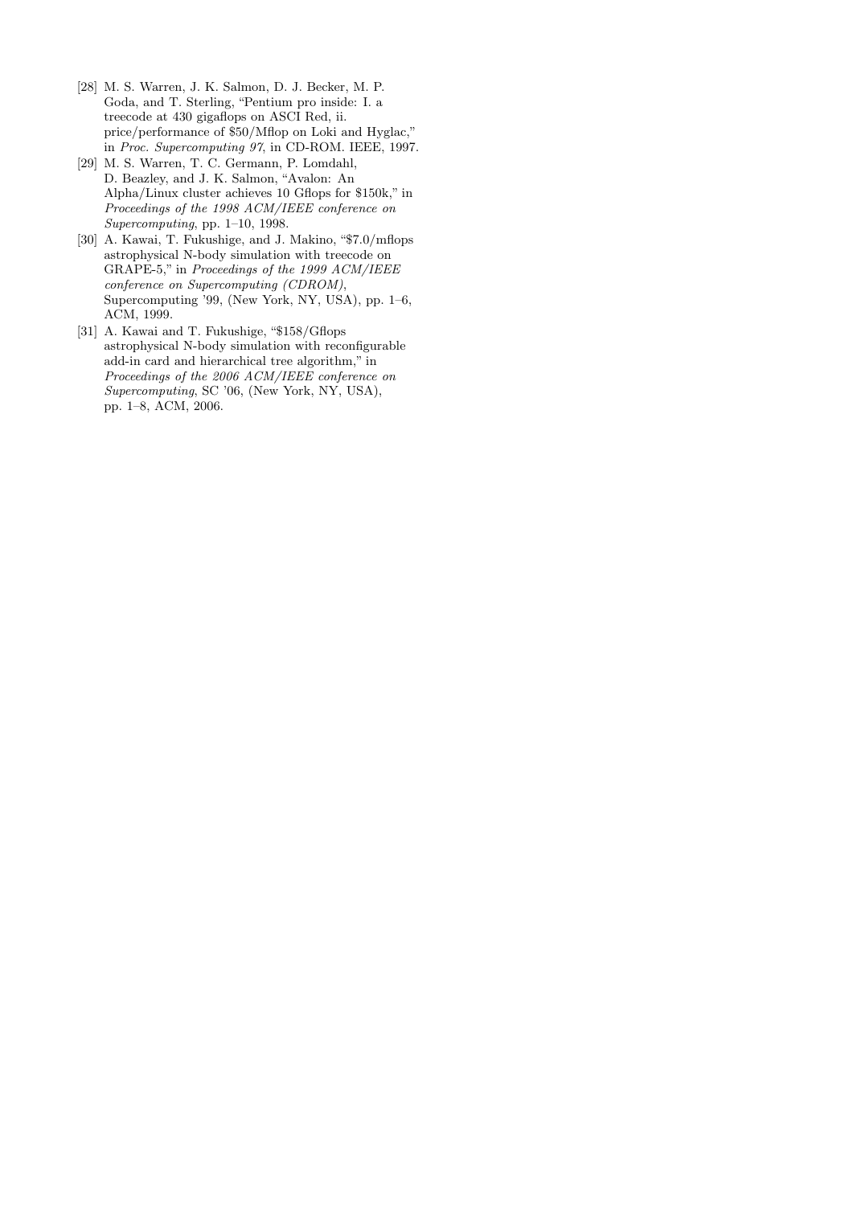[28] M. S. Warren, J. K. Salmon, D. J. Becker, M. P. Goda, and T. Sterling, "Pentium pro inside: I. a treecode at 430 gigaflops on ASCI Red, ii. price/performance of $50/Mflop on Loki and Hyglac," in *Proc. Supercomputing 97*, in CD-ROM. IEEE, 1997.

[29] M. S. Warren, T. C. Germann, P. Lomdahl, D. Beazley, and J. K. Salmon, "Avalon: An Alpha/Linux cluster achieves 10 Gflops for $150k," in *Proceedings of the 1998 ACM/IEEE conference on Supercomputing*, pp. 1–10, 1998.

[30] A. Kawai, T. Fukushige, and J. Makino, "$7.0/mflops astrophysical N-body simulation with treecode on GRAPE-5," in *Proceedings of the 1999 ACM/IEEE conference on Supercomputing (CDROM)*, Supercomputing '99, (New York, NY, USA), pp. 1–6, ACM, 1999.

[31] A. Kawai and T. Fukushige, "$158/Gflops astrophysical N-body simulation with reconfigurable add-in card and hierarchical tree algorithm," in *Proceedings of the 2006 ACM/IEEE conference on Supercomputing*, SC '06, (New York, NY, USA), pp. 1–8, ACM, 2006.